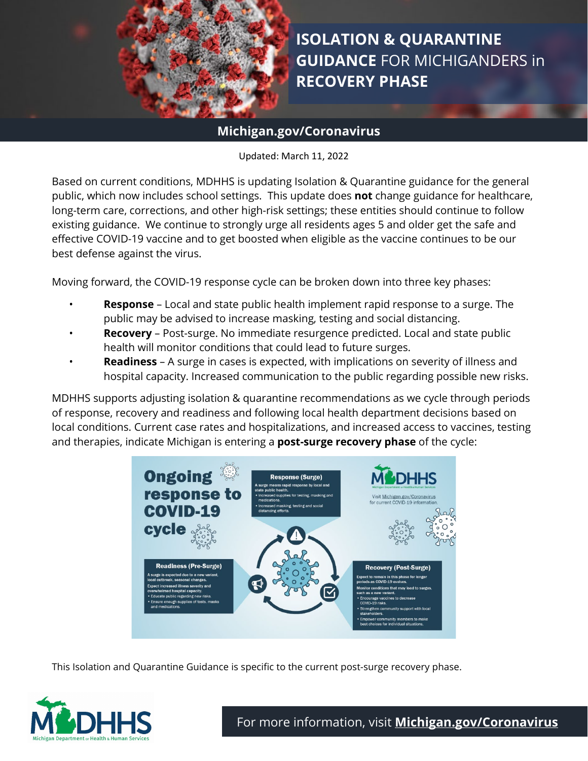# ISOLATION & QUARANTINE GUIDANCE FOR MICHIGANDERS in RECOVERY PHASE

**Michigan.gov/Coronavirus**

Updated: March 11, 2022

Based on current conditions, MDHHS is updating Isolation & Quarantine guidance for the general public, which now includes school settings. This update does **not** change guidance for healthcare, long-term care, corrections, and other high-risk settings; these entities should continue to follow existing guidance. We continue to strongly urge all residents ages 5 and older get the safe and effective COVID-19 vaccine and to get boosted when eligible as the vaccine continues to be our best defense against the virus.

Moving forward, the COVID-19 response cycle can be broken down into three key phases:

- **Response** – Local and state public health implement rapid response to a surge. The public may be advised to increase masking, testing and social distancing.
- **Recovery** – Post-surge. No immediate resurgence predicted. Local and state public health will monitor conditions that could lead to future surges.
- **Readiness** – A surge in cases is expected, with implications on severity of illness and hospital capacity. Increased communication to the public regarding possible new risks.

MDHHS supports adjusting isolation & quarantine recommendations as we cycle through periods of response, recovery and readiness and following local health department decisions based on local conditions. Current case rates and hospitalizations, and increased access to vaccines, testing and therapies, indicate Michigan is entering a **post-surge recovery phase** of the cycle:

**Ongoing response to COVID-19 cycle**

**Response (Surge)**
A surge means rapid response by local and state public health.
- Increased supplies for testing, masking and medications.
- Increased masking, testing and social distancing efforts.

**Recovery (Post-Surge)**
Expect to remain in this phase for longer periods as COVID-19 evolves.
Monitor conditions that may lead to surges, such as a new variant.
- Encourage vaccines to decrease COVID-19 risks.
- Strengthen community support with local stakeholders.
- Empower community members to make best choices for individual situations.

**Readiness (Pre-Surge)**
A surge is expected due to a new variant, local outbreak, seasonal changes.
Expect increased illness severity and overwhelmed hospital capacity.
- Educate public regarding new risks.
- Ensure enough supplies of tests, masks and medications.

MDHHS – Michigan Department of Health & Human Services. Visit Michigan.gov/Coronavirus for current COVID-19 information.

This Isolation and Quarantine Guidance is specific to the current post-surge recovery phase.

For more information, visit **Michigan.gov/Coronavirus**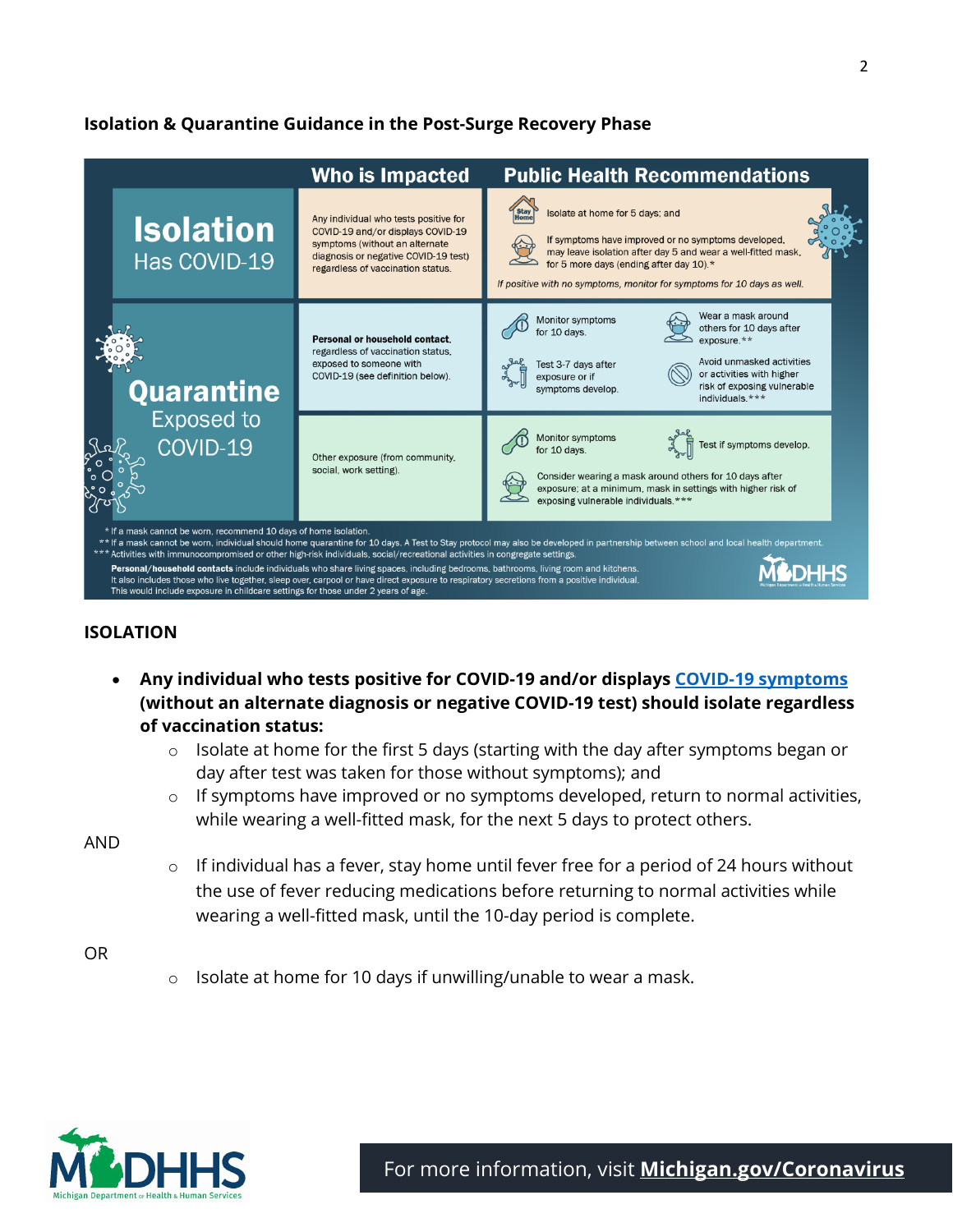**Isolation & Quarantine Guidance in the Post-Surge Recovery Phase**

| | Who is Impacted | Public Health Recommendations |
|---|---|---|
| **Isolation** Has COVID-19 | Any individual who tests positive for COVID-19 and/or displays COVID-19 symptoms (without an alternate diagnosis or negative COVID-19 test) regardless of vaccination status. | Isolate at home for 5 days; and<br>If symptoms have improved or no symptoms developed, may leave isolation after day 5 and wear a well-fitted mask, for 5 more days (ending after day 10).*<br>*If positive with no symptoms, monitor for symptoms for 10 days as well.* |
| **Quarantine** Exposed to COVID-19 | **Personal or household contact**, regardless of vaccination status, exposed to someone with COVID-19 (see definition below). | Monitor symptoms for 10 days.<br>Test 3-7 days after exposure or if symptoms develop.<br>Wear a mask around others for 10 days after exposure.**<br>Avoid unmasked activities or activities with higher risk of exposing vulnerable individuals.*** |
| | Other exposure (from community, social, work setting). | Monitor symptoms for 10 days.<br>Test if symptoms develop.<br>Consider wearing a mask around others for 10 days after exposure; at a minimum, mask in settings with higher risk of exposing vulnerable individuals.*** |

\* If a mask cannot be worn, recommend 10 days of home isolation.
\*\* If a mask cannot be worn, individual should home quarantine for 10 days. A Test to Stay protocol may also be developed in partnership between school and local health department.
\*\*\* Activities with immunocompromised or other high-risk individuals, social/recreational activities in congregate settings.

**Personal/household contacts** include individuals who share living spaces, including bedrooms, bathrooms, living room and kitchens. It also includes those who live together, sleep over, carpool or have direct exposure to respiratory secretions from a positive individual. This would include exposure in childcare settings for those under 2 years of age.

## ISOLATION

- **Any individual who tests positive for COVID-19 and/or displays COVID-19 symptoms (without an alternate diagnosis or negative COVID-19 test) should isolate regardless of vaccination status:**
  - Isolate at home for the first 5 days (starting with the day after symptoms began or day after test was taken for those without symptoms); and
  - If symptoms have improved or no symptoms developed, return to normal activities, while wearing a well-fitted mask, for the next 5 days to protect others.

AND

  - If individual has a fever, stay home until fever free for a period of 24 hours without the use of fever reducing medications before returning to normal activities while wearing a well-fitted mask, until the 10-day period is complete.

OR

  - Isolate at home for 10 days if unwilling/unable to wear a mask.

For more information, visit **Michigan.gov/Coronavirus**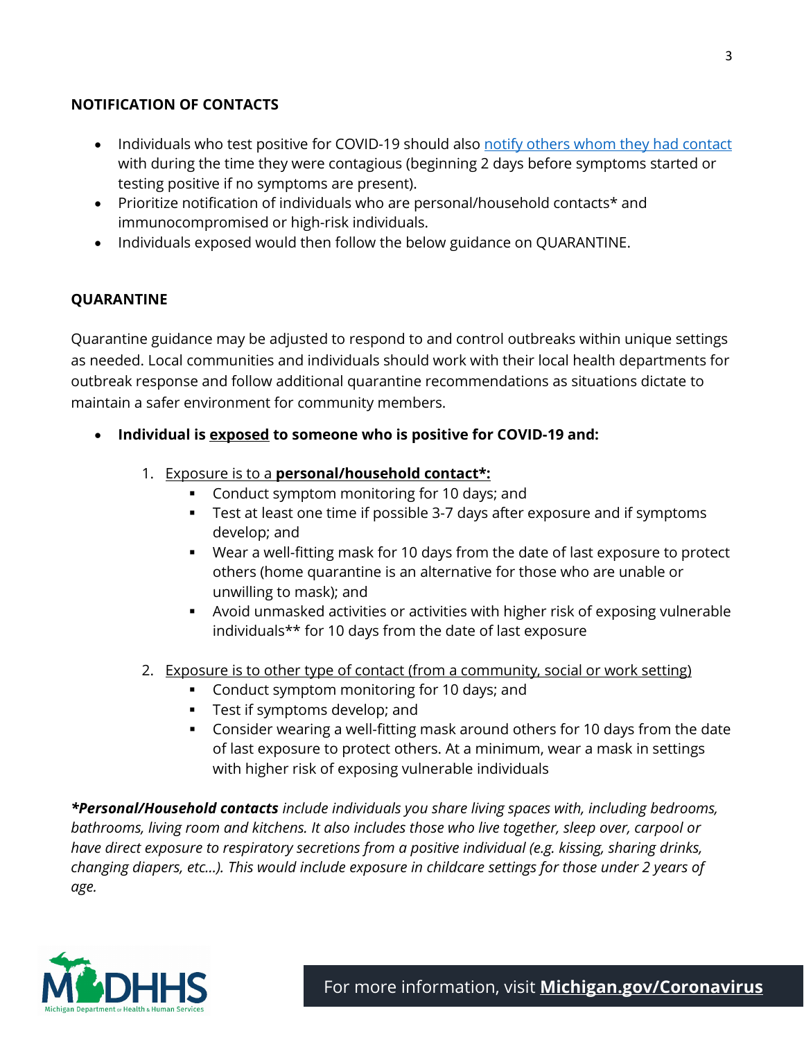## NOTIFICATION OF CONTACTS

- Individuals who test positive for COVID-19 should also [notify others whom they had contact]() with during the time they were contagious (beginning 2 days before symptoms started or testing positive if no symptoms are present).
- Prioritize notification of individuals who are personal/household contacts* and immunocompromised or high-risk individuals.
- Individuals exposed would then follow the below guidance on QUARANTINE.

## QUARANTINE

Quarantine guidance may be adjusted to respond to and control outbreaks within unique settings as needed. Local communities and individuals should work with their local health departments for outbreak response and follow additional quarantine recommendations as situations dictate to maintain a safer environment for community members.

- **Individual is <u>exposed</u> to someone who is positive for COVID-19 and:**

  1. <u>Exposure is to a **personal/household contact*:**</u>
     - Conduct symptom monitoring for 10 days; and
     - Test at least one time if possible 3-7 days after exposure and if symptoms develop; and
     - Wear a well-fitting mask for 10 days from the date of last exposure to protect others (home quarantine is an alternative for those who are unable or unwilling to mask); and
     - Avoid unmasked activities or activities with higher risk of exposing vulnerable individuals** for 10 days from the date of last exposure

  2. <u>Exposure is to other type of contact (from a community, social or work setting)</u>
     - Conduct symptom monitoring for 10 days; and
     - Test if symptoms develop; and
     - Consider wearing a well-fitting mask around others for 10 days from the date of last exposure to protect others. At a minimum, wear a mask in settings with higher risk of exposing vulnerable individuals

***Personal/Household contacts** include individuals you share living spaces with, including bedrooms, bathrooms, living room and kitchens. It also includes those who live together, sleep over, carpool or have direct exposure to respiratory secretions from a positive individual (e.g. kissing, sharing drinks, changing diapers, etc…). This would include exposure in childcare settings for those under 2 years of age.*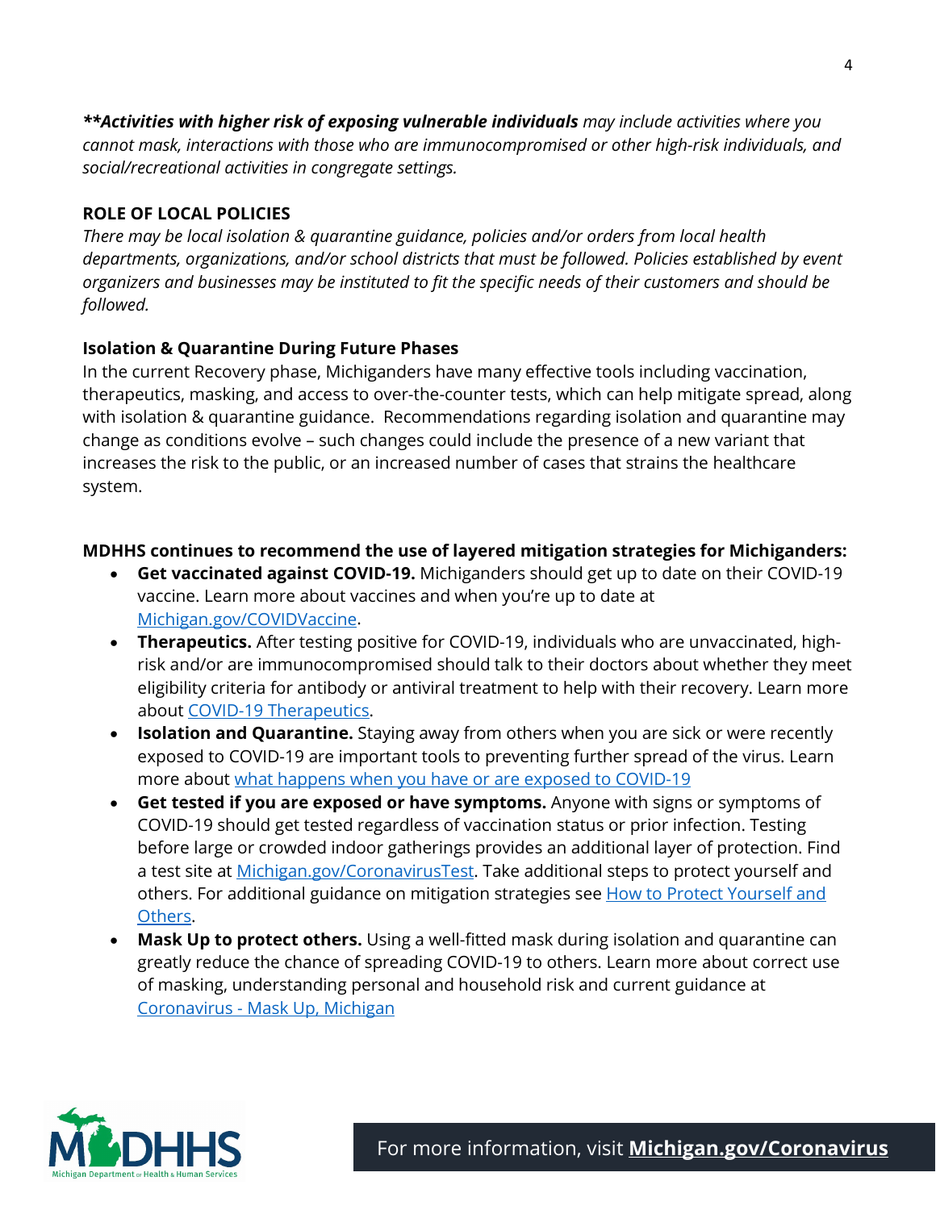***\*\*Activities with higher risk of exposing vulnerable individuals** may include activities where you cannot mask, interactions with those who are immunocompromised or other high-risk individuals, and social/recreational activities in congregate settings.*

**ROLE OF LOCAL POLICIES**

*There may be local isolation & quarantine guidance, policies and/or orders from local health departments, organizations, and/or school districts that must be followed. Policies established by event organizers and businesses may be instituted to fit the specific needs of their customers and should be followed.*

**Isolation & Quarantine During Future Phases**

In the current Recovery phase, Michiganders have many effective tools including vaccination, therapeutics, masking, and access to over-the-counter tests, which can help mitigate spread, along with isolation & quarantine guidance. Recommendations regarding isolation and quarantine may change as conditions evolve – such changes could include the presence of a new variant that increases the risk to the public, or an increased number of cases that strains the healthcare system.

**MDHHS continues to recommend the use of layered mitigation strategies for Michiganders:**

- **Get vaccinated against COVID-19.** Michiganders should get up to date on their COVID-19 vaccine. Learn more about vaccines and when you're up to date at [Michigan.gov/COVIDVaccine](Michigan.gov/COVIDVaccine).
- **Therapeutics.** After testing positive for COVID-19, individuals who are unvaccinated, high-risk and/or are immunocompromised should talk to their doctors about whether they meet eligibility criteria for antibody or antiviral treatment to help with their recovery. Learn more about COVID-19 Therapeutics.
- **Isolation and Quarantine.** Staying away from others when you are sick or were recently exposed to COVID-19 are important tools to preventing further spread of the virus. Learn more about what happens when you have or are exposed to COVID-19
- **Get tested if you are exposed or have symptoms.** Anyone with signs or symptoms of COVID-19 should get tested regardless of vaccination status or prior infection. Testing before large or crowded indoor gatherings provides an additional layer of protection. Find a test site at [Michigan.gov/CoronavirusTest](Michigan.gov/CoronavirusTest). Take additional steps to protect yourself and others. For additional guidance on mitigation strategies see How to Protect Yourself and Others.
- **Mask Up to protect others.** Using a well-fitted mask during isolation and quarantine can greatly reduce the chance of spreading COVID-19 to others. Learn more about correct use of masking, understanding personal and household risk and current guidance at Coronavirus - Mask Up, Michigan